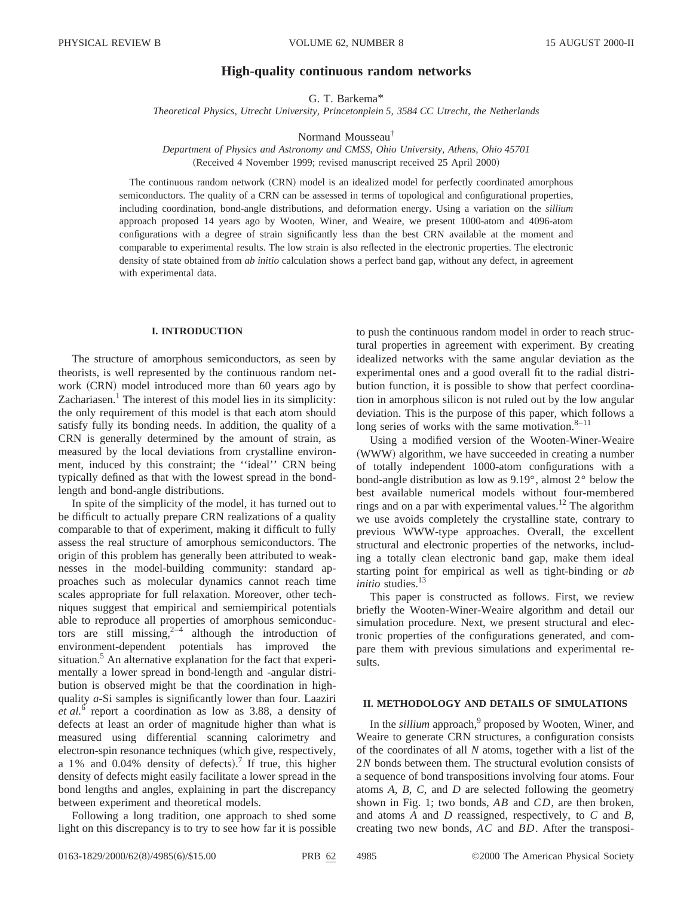# High-quality continuous random networks

G. T. Barkema*

*Theoretical Physics, Utrecht University, Princetonplein 5, 3584 CC Utrecht, the Netherlands*

Normand Mousseau†

*Department of Physics and Astronomy and CMSS, Ohio University, Athens, Ohio 45701*

(Received 4 November 1999; revised manuscript received 25 April 2000)

The continuous random network (CRN) model is an idealized model for perfectly coordinated amorphous semiconductors. The quality of a CRN can be assessed in terms of topological and configurational properties, including coordination, bond-angle distributions, and deformation energy. Using a variation on the *sillium* approach proposed 14 years ago by Wooten, Winer, and Weaire, we present 1000-atom and 4096-atom configurations with a degree of strain significantly less than the best CRN available at the moment and comparable to experimental results. The low strain is also reflected in the electronic properties. The electronic density of state obtained from *ab initio* calculation shows a perfect band gap, without any defect, in agreement with experimental data.

## I. INTRODUCTION

The structure of amorphous semiconductors, as seen by theorists, is well represented by the continuous random network (CRN) model introduced more than 60 years ago by Zachariasen.[1] The interest of this model lies in its simplicity: the only requirement of this model is that each atom should satisfy fully its bonding needs. In addition, the quality of a CRN is generally determined by the amount of strain, as measured by the local deviations from crystalline environment, induced by this constraint; the ''ideal'' CRN being typically defined as that with the lowest spread in the bond-length and bond-angle distributions.

In spite of the simplicity of the model, it has turned out to be difficult to actually prepare CRN realizations of a quality comparable to that of experiment, making it difficult to fully assess the real structure of amorphous semiconductors. The origin of this problem has generally been attributed to weaknesses in the model-building community: standard approaches such as molecular dynamics cannot reach time scales appropriate for full relaxation. Moreover, other techniques suggest that empirical and semiempirical potentials able to reproduce all properties of amorphous semiconductors are still missing,[2–4] although the introduction of environment-dependent potentials has improved the situation.[5] An alternative explanation for the fact that experimentally a lower spread in bond-length and -angular distribution is observed might be that the coordination in high-quality *a*-Si samples is significantly lower than four. Laaziri *et al.*[6] report a coordination as low as 3.88, a density of defects at least an order of magnitude higher than what is measured using differential scanning calorimetry and electron-spin resonance techniques (which give, respectively, a 1% and 0.04% density of defects).[7] If true, this higher density of defects might easily facilitate a lower spread in the bond lengths and angles, explaining in part the discrepancy between experiment and theoretical models.

Following a long tradition, one approach to shed some light on this discrepancy is to try to see how far it is possible to push the continuous random model in order to reach structural properties in agreement with experiment. By creating idealized networks with the same angular deviation as the experimental ones and a good overall fit to the radial distribution function, it is possible to show that perfect coordination in amorphous silicon is not ruled out by the low angular deviation. This is the purpose of this paper, which follows a long series of works with the same motivation.[8–11]

Using a modified version of the Wooten-Winer-Weaire (WWW) algorithm, we have succeeded in creating a number of totally independent 1000-atom configurations with a bond-angle distribution as low as 9.19°, almost 2° below the best available numerical models without four-membered rings and on a par with experimental values.[12] The algorithm we use avoids completely the crystalline state, contrary to previous WWW-type approaches. Overall, the excellent structural and electronic properties of the networks, including a totally clean electronic band gap, make them ideal starting point for empirical as well as tight-binding or *ab initio* studies.[13]

This paper is constructed as follows. First, we review briefly the Wooten-Winer-Weaire algorithm and detail our simulation procedure. Next, we present structural and electronic properties of the configurations generated, and compare them with previous simulations and experimental results.

## II. METHODOLOGY AND DETAILS OF SIMULATIONS

In the *sillium* approach,[9] proposed by Wooten, Winer, and Weaire to generate CRN structures, a configuration consists of the coordinates of all $N$ atoms, together with a list of the $2N$ bonds between them. The structural evolution consists of a sequence of bond transpositions involving four atoms. Four atoms $A$, $B$, $C$, and $D$ are selected following the geometry shown in Fig. 1; two bonds, $AB$ and $CD$, are then broken, and atoms $A$ and $D$ reassigned, respectively, to $C$ and $B$, creating two new bonds, $AC$ and $BD$. After the transposi-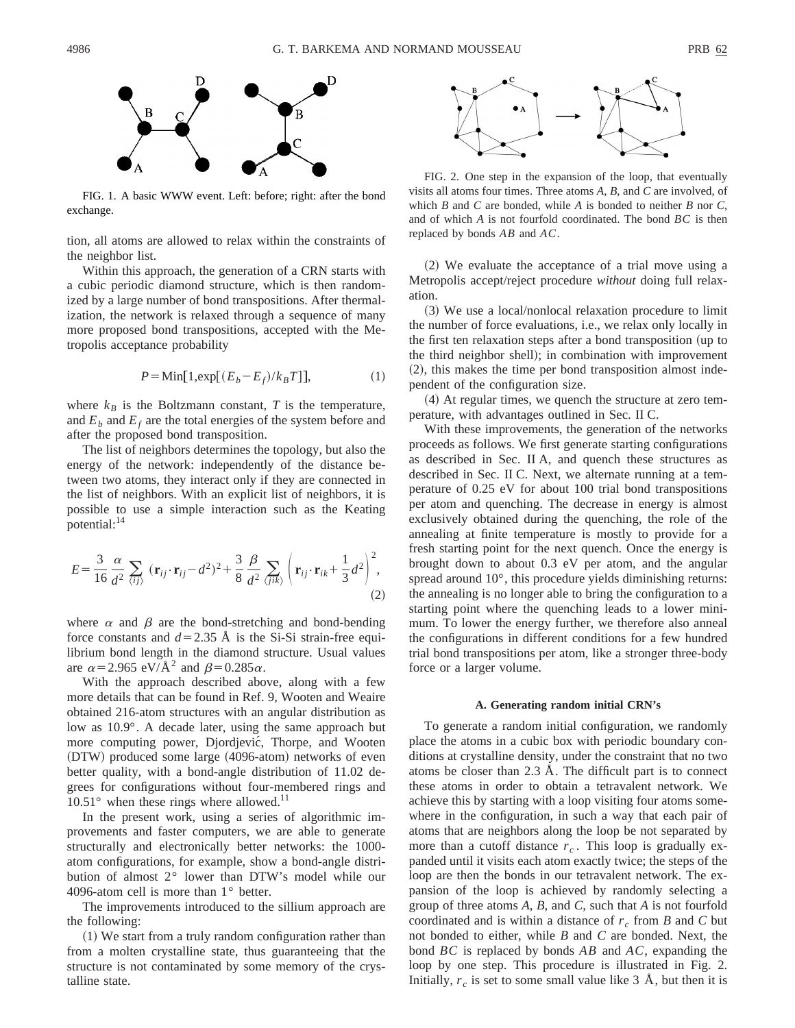FIG. 1. A basic WWW event. Left: before; right: after the bond exchange.

tion, all atoms are allowed to relax within the constraints of the neighbor list.

Within this approach, the generation of a CRN starts with a cubic periodic diamond structure, which is then randomized by a large number of bond transpositions. After thermalization, the network is relaxed through a sequence of many more proposed bond transpositions, accepted with the Metropolis acceptance probability

$$P = \text{Min}[1, \exp[(E_b - E_f)/k_B T]], \tag{1}$$

where $k_B$ is the Boltzmann constant, $T$ is the temperature, and $E_b$ and $E_f$ are the total energies of the system before and after the proposed bond transposition.

The list of neighbors determines the topology, but also the energy of the network: independently of the distance between two atoms, they interact only if they are connected in the list of neighbors. With an explicit list of neighbors, it is possible to use a simple interaction such as the Keating potential:[14]

$$E = \frac{3}{16}\frac{\alpha}{d^2}\sum_{\langle ij \rangle}(\mathbf{r}_{ij}\cdot\mathbf{r}_{ij} - d^2)^2 + \frac{3}{8}\frac{\beta}{d^2}\sum_{\langle jik \rangle}\left(\mathbf{r}_{ij}\cdot\mathbf{r}_{ik} + \frac{1}{3}d^2\right)^2, \tag{2}$$

where $\alpha$ and $\beta$ are the bond-stretching and bond-bending force constants and $d = 2.35$ Å is the Si-Si strain-free equilibrium bond length in the diamond structure. Usual values are $\alpha = 2.965$ eV/Å$^2$ and $\beta = 0.285\alpha$.

With the approach described above, along with a few more details that can be found in Ref. 9, Wooten and Weaire obtained 216-atom structures with an angular distribution as low as 10.9°. A decade later, using the same approach but more computing power, Djordjević, Thorpe, and Wooten (DTW) produced some large (4096-atom) networks of even better quality, with a bond-angle distribution of 11.02 degrees for configurations without four-membered rings and 10.51° when these rings where allowed.[11]

In the present work, using a series of algorithmic improvements and faster computers, we are able to generate structurally and electronically better networks: the 1000-atom configurations, for example, show a bond-angle distribution of almost 2° lower than DTW's model while our 4096-atom cell is more than 1° better.

The improvements introduced to the sillium approach are the following:

(1) We start from a truly random configuration rather than from a molten crystalline state, thus guaranteeing that the structure is not contaminated by some memory of the crystalline state.

FIG. 2. One step in the expansion of the loop, that eventually visits all atoms four times. Three atoms $A$, $B$, and $C$ are involved, of which $B$ and $C$ are bonded, while $A$ is bonded to neither $B$ nor $C$, and of which $A$ is not fourfold coordinated. The bond $BC$ is then replaced by bonds $AB$ and $AC$.

(2) We evaluate the acceptance of a trial move using a Metropolis accept/reject procedure *without* doing full relaxation.

(3) We use a local/nonlocal relaxation procedure to limit the number of force evaluations, i.e., we relax only locally in the first ten relaxation steps after a bond transposition (up to the third neighbor shell); in combination with improvement (2), this makes the time per bond transposition almost independent of the configuration size.

(4) At regular times, we quench the structure at zero temperature, with advantages outlined in Sec. II C.

With these improvements, the generation of the networks proceeds as follows. We first generate starting configurations as described in Sec. II A, and quench these structures as described in Sec. II C. Next, we alternate running at a temperature of 0.25 eV for about 100 trial bond transpositions per atom and quenching. The decrease in energy is almost exclusively obtained during the quenching, the role of the annealing at finite temperature is mostly to provide for a fresh starting point for the next quench. Once the energy is brought down to about 0.3 eV per atom, and the angular spread around 10°, this procedure yields diminishing returns: the annealing is no longer able to bring the configuration to a starting point where the quenching leads to a lower minimum. To lower the energy further, we therefore also anneal the configurations in different conditions for a few hundred trial bond transpositions per atom, like a stronger three-body force or a larger volume.

### A. Generating random initial CRN's

To generate a random initial configuration, we randomly place the atoms in a cubic box with periodic boundary conditions at crystalline density, under the constraint that no two atoms be closer than 2.3 Å. The difficult part is to connect these atoms in order to obtain a tetravalent network. We achieve this by starting with a loop visiting four atoms somewhere in the configuration, in such a way that each pair of atoms that are neighbors along the loop be not separated by more than a cutoff distance $r_c$. This loop is gradually expanded until it visits each atom exactly twice; the steps of the loop are then the bonds in our tetravalent network. The expansion of the loop is achieved by randomly selecting a group of three atoms $A$, $B$, and $C$, such that $A$ is not fourfold coordinated and is within a distance of $r_c$ from $B$ and $C$ but not bonded to either, while $B$ and $C$ are bonded. Next, the bond $BC$ is replaced by bonds $AB$ and $AC$, expanding the loop by one step. This procedure is illustrated in Fig. 2. Initially, $r_c$ is set to some small value like 3 Å, but then it is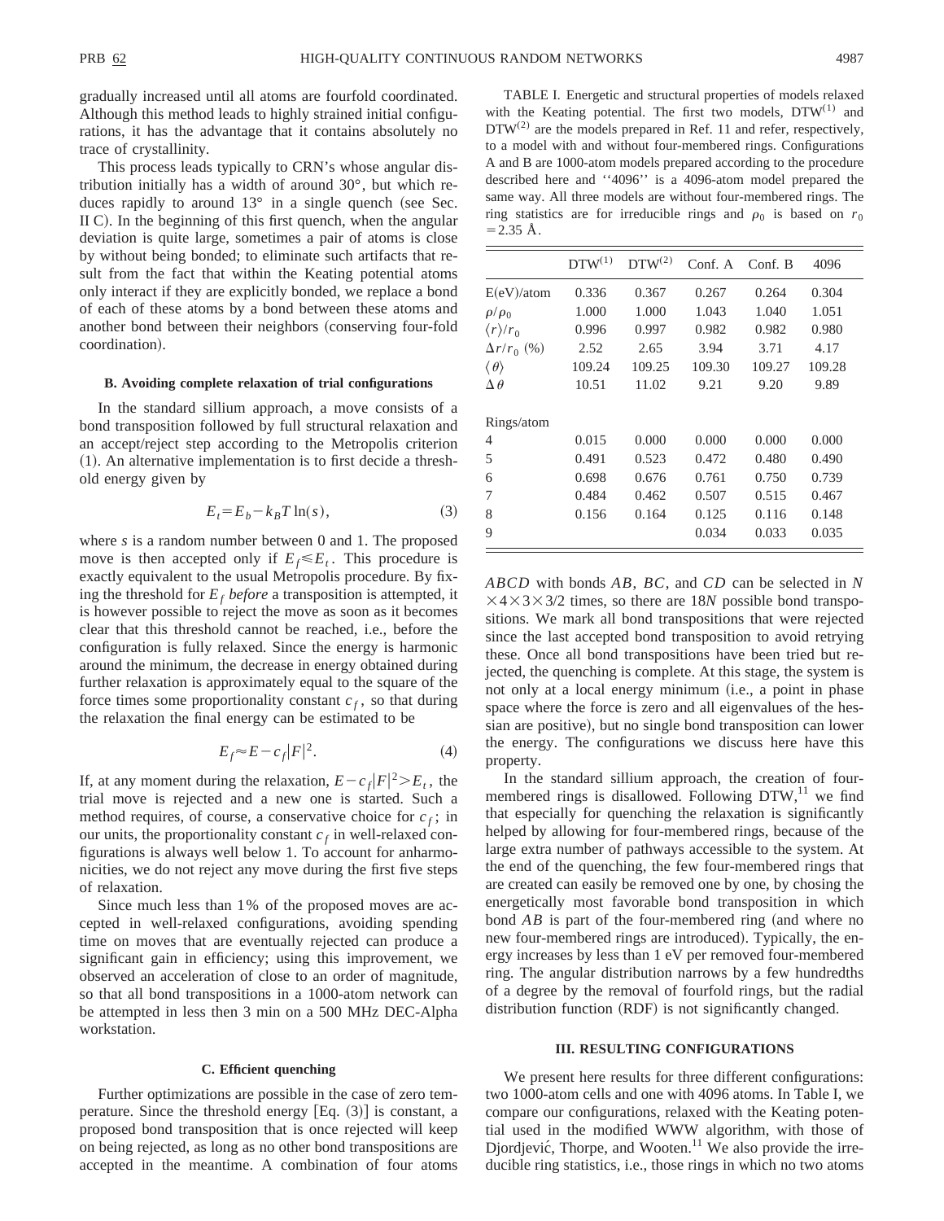gradually increased until all atoms are fourfold coordinated. Although this method leads to highly strained initial configurations, it has the advantage that it contains absolutely no trace of crystallinity.

This process leads typically to CRN's whose angular distribution initially has a width of around 30°, but which reduces rapidly to around 13° in a single quench (see Sec. II C). In the beginning of this first quench, when the angular deviation is quite large, sometimes a pair of atoms is close by without being bonded; to eliminate such artifacts that result from the fact that within the Keating potential atoms only interact if they are explicitly bonded, we replace a bond of each of these atoms by a bond between these atoms and another bond between their neighbors (conserving four-fold coordination).

### B. Avoiding complete relaxation of trial configurations

In the standard sillium approach, a move consists of a bond transposition followed by full structural relaxation and an accept/reject step according to the Metropolis criterion (1). An alternative implementation is to first decide a threshold energy given by

$$E_t = E_b - k_B T \ln(s), \tag{3}$$

where $s$ is a random number between 0 and 1. The proposed move is then accepted only if $E_f \leq E_t$. This procedure is exactly equivalent to the usual Metropolis procedure. By fixing the threshold for $E_f$ *before* a transposition is attempted, it is however possible to reject the move as soon as it becomes clear that this threshold cannot be reached, i.e., before the configuration is fully relaxed. Since the energy is harmonic around the minimum, the decrease in energy obtained during further relaxation is approximately equal to the square of the force times some proportionality constant $c_f$, so that during the relaxation the final energy can be estimated to be

$$E_f \approx E - c_f |F|^2. \tag{4}$$

If, at any moment during the relaxation, $E - c_f |F|^2 > E_t$, the trial move is rejected and a new one is started. Such a method requires, of course, a conservative choice for $c_f$; in our units, the proportionality constant $c_f$ in well-relaxed configurations is always well below 1. To account for anharmonicities, we do not reject any move during the first five steps of relaxation.

Since much less than 1% of the proposed moves are accepted in well-relaxed configurations, avoiding spending time on moves that are eventually rejected can produce a significant gain in efficiency; using this improvement, we observed an acceleration of close to an order of magnitude, so that all bond transpositions in a 1000-atom network can be attempted in less then 3 min on a 500 MHz DEC-Alpha workstation.

### C. Efficient quenching

Further optimizations are possible in the case of zero temperature. Since the threshold energy [Eq. (3)] is constant, a proposed bond transposition that is once rejected will keep on being rejected, as long as no other bond transpositions are accepted in the meantime. A combination of four atoms *ABCD* with bonds *AB*, *BC*, and *CD* can be selected in $N \times 4 \times 3 \times 3/2$ times, so there are $18N$ possible bond transpositions. We mark all bond transpositions that were rejected since the last accepted bond transposition to avoid retrying these. Once all bond transpositions have been tried but rejected, the quenching is complete. At this stage, the system is not only at a local energy minimum (i.e., a point in phase space where the force is zero and all eigenvalues of the hessian are positive), but no single bond transposition can lower the energy. The configurations we discuss here have this property.

In the standard sillium approach, the creation of four-membered rings is disallowed. Following DTW,[11] we find that especially for quenching the relaxation is significantly helped by allowing for four-membered rings, because of the large extra number of pathways accessible to the system. At the end of the quenching, the few four-membered rings that are created can easily be removed one by one, by chosing the energetically most favorable bond transposition in which bond *AB* is part of the four-membered ring (and where no new four-membered rings are introduced). Typically, the energy increases by less than 1 eV per removed four-membered ring. The angular distribution narrows by a few hundredths of a degree by the removal of fourfold rings, but the radial distribution function (RDF) is not significantly changed.

TABLE I. Energetic and structural properties of models relaxed with the Keating potential. The first two models, $DTW^{(1)}$ and $DTW^{(2)}$ are the models prepared in Ref. 11 and refer, respectively, to a model with and without four-membered rings. Configurations A and B are 1000-atom models prepared according to the procedure described here and ''4096'' is a 4096-atom model prepared the same way. All three models are without four-membered rings. The ring statistics are for irreducible rings and $\rho_0$ is based on $r_0 = 2.35$ Å.

| | $DTW^{(1)}$ | $DTW^{(2)}$ | Conf. A | Conf. B | 4096 |
|---|---|---|---|---|---|
| E(eV)/atom | 0.336 | 0.367 | 0.267 | 0.264 | 0.304 |
| $\rho/\rho_0$ | 1.000 | 1.000 | 1.043 | 1.040 | 1.051 |
| $\langle r\rangle/r_0$ | 0.996 | 0.997 | 0.982 | 0.982 | 0.980 |
| $\Delta r/r_0$ (%) | 2.52 | 2.65 | 3.94 | 3.71 | 4.17 |
| $\langle\theta\rangle$ | 109.24 | 109.25 | 109.30 | 109.27 | 109.28 |
| $\Delta\theta$ | 10.51 | 11.02 | 9.21 | 9.20 | 9.89 |
| Rings/atom | | | | | |
| 4 | 0.015 | 0.000 | 0.000 | 0.000 | 0.000 |
| 5 | 0.491 | 0.523 | 0.472 | 0.480 | 0.490 |
| 6 | 0.698 | 0.676 | 0.761 | 0.750 | 0.739 |
| 7 | 0.484 | 0.462 | 0.507 | 0.515 | 0.467 |
| 8 | 0.156 | 0.164 | 0.125 | 0.116 | 0.148 |
| 9 | | | 0.034 | 0.033 | 0.035 |

## III. RESULTING CONFIGURATIONS

We present here results for three different configurations: two 1000-atom cells and one with 4096 atoms. In Table I, we compare our configurations, relaxed with the Keating potential used in the modified WWW algorithm, with those of Djordjević, Thorpe, and Wooten.[11] We also provide the irreducible ring statistics, i.e., those rings in which no two atoms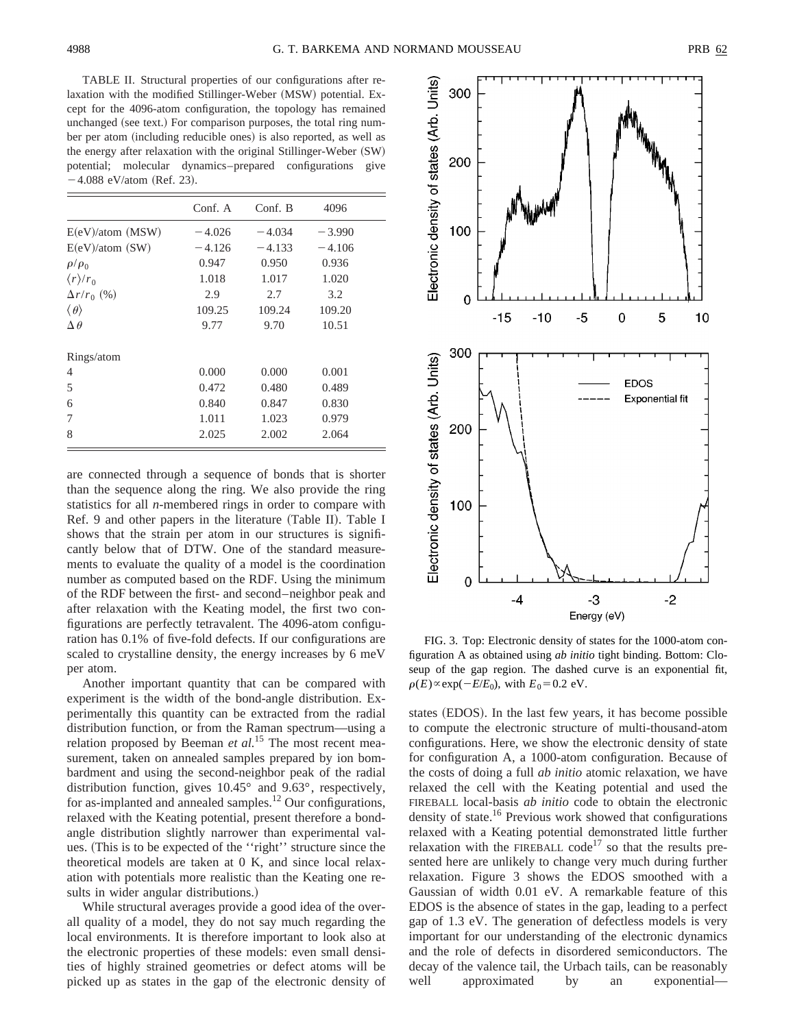TABLE II. Structural properties of our configurations after relaxation with the modified Stillinger-Weber (MSW) potential. Except for the 4096-atom configuration, the topology has remained unchanged (see text.) For comparison purposes, the total ring number per atom (including reducible ones) is also reported, as well as the energy after relaxation with the original Stillinger-Weber (SW) potential; molecular dynamics–prepared configurations give −4.088 eV/atom (Ref. 23).

| | Conf. A | Conf. B | 4096 |
|---|---|---|---|
| E(eV)/atom (MSW) | −4.026 | −4.034 | −3.990 |
| E(eV)/atom (SW) | −4.126 | −4.133 | −4.106 |
| $\rho/\rho_0$ | 0.947 | 0.950 | 0.936 |
| $\langle r \rangle / r_0$ | 1.018 | 1.017 | 1.020 |
| $\Delta r / r_0$ (%) | 2.9 | 2.7 | 3.2 |
| $\langle \theta \rangle$ | 109.25 | 109.24 | 109.20 |
| $\Delta \theta$ | 9.77 | 9.70 | 10.51 |
| Rings/atom | | | |
| 4 | 0.000 | 0.000 | 0.001 |
| 5 | 0.472 | 0.480 | 0.489 |
| 6 | 0.840 | 0.847 | 0.830 |
| 7 | 1.011 | 1.023 | 0.979 |
| 8 | 2.025 | 2.002 | 2.064 |

are connected through a sequence of bonds that is shorter than the sequence along the ring. We also provide the ring statistics for all *n*-membered rings in order to compare with Ref. 9 and other papers in the literature (Table II). Table I shows that the strain per atom in our structures is significantly below that of DTW. One of the standard measurements to evaluate the quality of a model is the coordination number as computed based on the RDF. Using the minimum of the RDF between the first- and second–neighbor peak and after relaxation with the Keating model, the first two configurations are perfectly tetravalent. The 4096-atom configuration has 0.1% of five-fold defects. If our configurations are scaled to crystalline density, the energy increases by 6 meV per atom.

Another important quantity that can be compared with experiment is the width of the bond-angle distribution. Experimentally this quantity can be extracted from the radial distribution function, or from the Raman spectrum—using a relation proposed by Beeman *et al.*[15] The most recent measurement, taken on annealed samples prepared by ion bombardment and using the second-neighbor peak of the radial distribution function, gives 10.45° and 9.63°, respectively, for as-implanted and annealed samples.[12] Our configurations, relaxed with the Keating potential, present therefore a bond-angle distribution slightly narrower than experimental values. (This is to be expected of the "right" structure since the theoretical models are taken at 0 K, and since local relaxation with potentials more realistic than the Keating one results in wider angular distributions.)

While structural averages provide a good idea of the overall quality of a model, they do not say much regarding the local environments. It is therefore important to look also at the electronic properties of these models: even small densities of highly strained geometries or defect atoms will be picked up as states in the gap of the electronic density of states (EDOS). In the last few years, it has become possible to compute the electronic structure of multi-thousand-atom configurations. Here, we show the electronic density of state for configuration A, a 1000-atom configuration. Because of the costs of doing a full *ab initio* atomic relaxation, we have relaxed the cell with the Keating potential and used the FIREBALL local-basis *ab initio* code to obtain the electronic density of state.[16] Previous work showed that configurations relaxed with a Keating potential demonstrated little further relaxation with the FIREBALL code[17] so that the results presented here are unlikely to change very much during further relaxation. Figure 3 shows the EDOS smoothed with a Gaussian of width 0.01 eV. A remarkable feature of this EDOS is the absence of states in the gap, leading to a perfect gap of 1.3 eV. The generation of defectless models is very important for our understanding of the electronic dynamics and the role of defects in disordered semiconductors. The decay of the valence tail, the Urbach tails, can be reasonably well approximated by an exponential—

FIG. 3. Top: Electronic density of states for the 1000-atom configuration A as obtained using *ab initio* tight binding. Bottom: Closeup of the gap region. The dashed curve is an exponential fit, $\rho(E) \propto \exp(-E/E_0)$, with $E_0 = 0.2$ eV.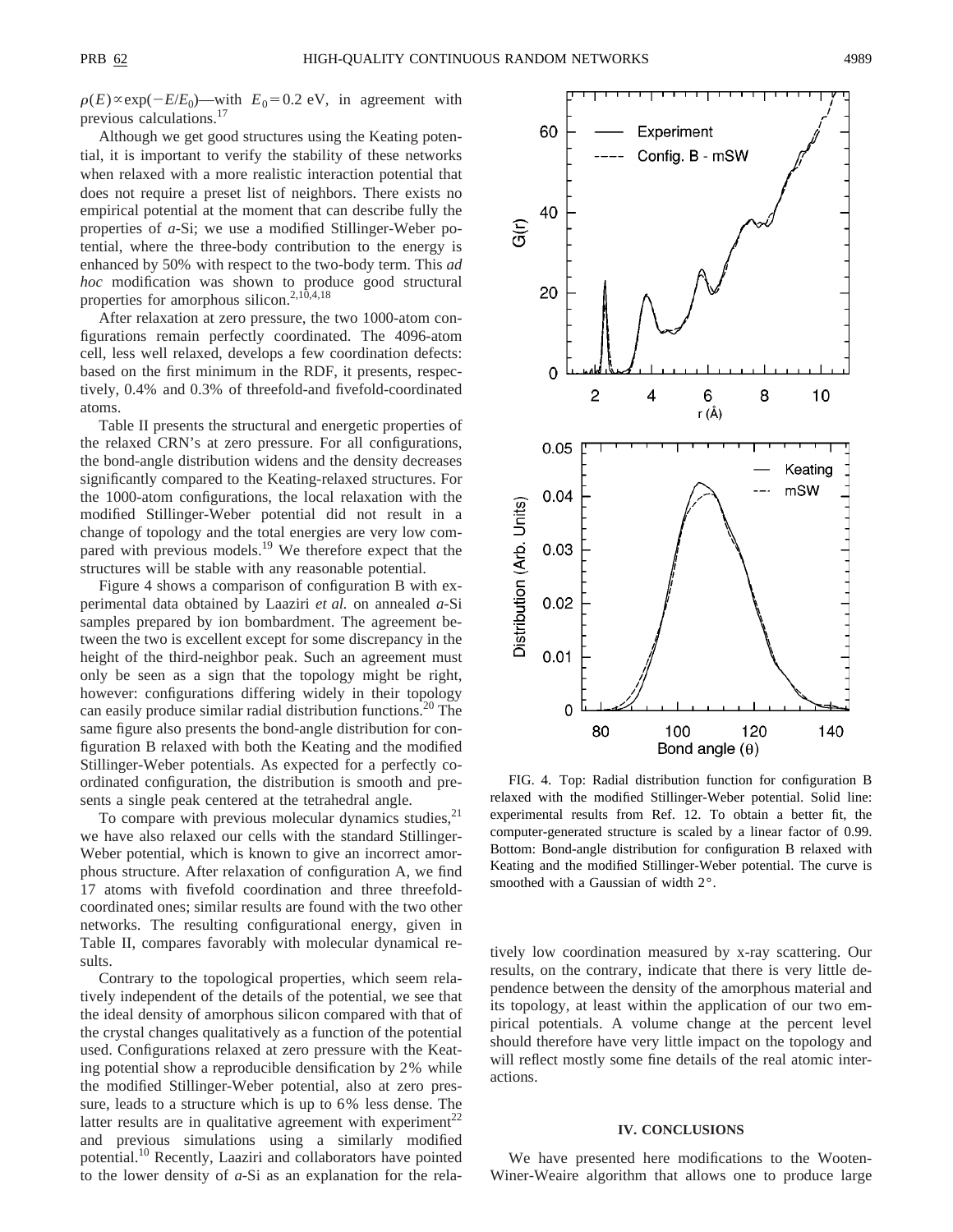$\rho(E) \propto \exp(-E/E_0)$—with $E_0 = 0.2$ eV, in agreement with previous calculations.[17]

Although we get good structures using the Keating potential, it is important to verify the stability of these networks when relaxed with a more realistic interaction potential that does not require a preset list of neighbors. There exists no empirical potential at the moment that can describe fully the properties of *a*-Si; we use a modified Stillinger-Weber potential, where the three-body contribution to the energy is enhanced by 50% with respect to the two-body term. This *ad hoc* modification was shown to produce good structural properties for amorphous silicon.[2,10,4,18]

After relaxation at zero pressure, the two 1000-atom configurations remain perfectly coordinated. The 4096-atom cell, less well relaxed, develops a few coordination defects: based on the first minimum in the RDF, it presents, respectively, 0.4% and 0.3% of threefold-and fivefold-coordinated atoms.

Table II presents the structural and energetic properties of the relaxed CRN's at zero pressure. For all configurations, the bond-angle distribution widens and the density decreases significantly compared to the Keating-relaxed structures. For the 1000-atom configurations, the local relaxation with the modified Stillinger-Weber potential did not result in a change of topology and the total energies are very low compared with previous models.[19] We therefore expect that the structures will be stable with any reasonable potential.

Figure 4 shows a comparison of configuration B with experimental data obtained by Laaziri *et al.* on annealed *a*-Si samples prepared by ion bombardment. The agreement between the two is excellent except for some discrepancy in the height of the third-neighbor peak. Such an agreement must only be seen as a sign that the topology might be right, however: configurations differing widely in their topology can easily produce similar radial distribution functions.[20] The same figure also presents the bond-angle distribution for configuration B relaxed with both the Keating and the modified Stillinger-Weber potentials. As expected for a perfectly coordinated configuration, the distribution is smooth and presents a single peak centered at the tetrahedral angle.

To compare with previous molecular dynamics studies,[21] we have also relaxed our cells with the standard Stillinger-Weber potential, which is known to give an incorrect amorphous structure. After relaxation of configuration A, we find 17 atoms with fivefold coordination and three threefold-coordinated ones; similar results are found with the two other networks. The resulting configurational energy, given in Table II, compares favorably with molecular dynamical results.

Contrary to the topological properties, which seem relatively independent of the details of the potential, we see that the ideal density of amorphous silicon compared with that of the crystal changes qualitatively as a function of the potential used. Configurations relaxed at zero pressure with the Keating potential show a reproducible densification by 2% while the modified Stillinger-Weber potential, also at zero pressure, leads to a structure which is up to 6% less dense. The latter results are in qualitative agreement with experiment[22] and previous simulations using a similarly modified potential.[10] Recently, Laaziri and collaborators have pointed to the lower density of *a*-Si as an explanation for the relatively low coordination measured by x-ray scattering. Our results, on the contrary, indicate that there is very little dependence between the density of the amorphous material and its topology, at least within the application of our two empirical potentials. A volume change at the percent level should therefore have very little impact on the topology and will reflect mostly some fine details of the real atomic interactions.

FIG. 4. Top: Radial distribution function for configuration B relaxed with the modified Stillinger-Weber potential. Solid line: experimental results from Ref. 12. To obtain a better fit, the computer-generated structure is scaled by a linear factor of 0.99. Bottom: Bond-angle distribution for configuration B relaxed with Keating and the modified Stillinger-Weber potential. The curve is smoothed with a Gaussian of width 2°.

## IV. CONCLUSIONS

We have presented here modifications to the Wooten-Winer-Weaire algorithm that allows one to produce large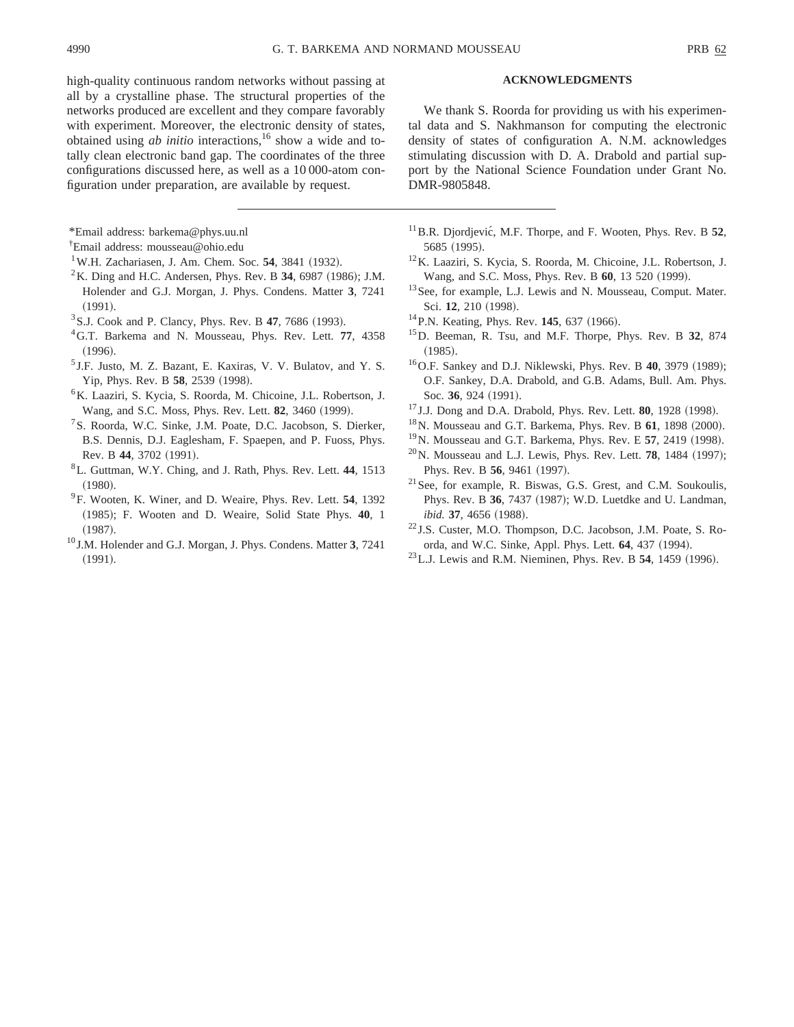high-quality continuous random networks without passing at all by a crystalline phase. The structural properties of the networks produced are excellent and they compare favorably with experiment. Moreover, the electronic density of states, obtained using *ab initio* interactions,[16] show a wide and totally clean electronic band gap. The coordinates of the three configurations discussed here, as well as a 10 000-atom configuration under preparation, are available by request.

## ACKNOWLEDGMENTS

We thank S. Roorda for providing us with his experimental data and S. Nakhmanson for computing the electronic density of states of configuration A. N.M. acknowledges stimulating discussion with D. A. Drabold and partial support by the National Science Foundation under Grant No. DMR-9805848.

---

*Email address: barkema@phys.uu.nl

†Email address: mousseau@ohio.edu

[1] W.H. Zachariasen, J. Am. Chem. Soc. **54**, 3841 (1932).

[2] K. Ding and H.C. Andersen, Phys. Rev. B **34**, 6987 (1986); J.M. Holender and G.J. Morgan, J. Phys. Condens. Matter **3**, 7241 (1991).

[3] S.J. Cook and P. Clancy, Phys. Rev. B **47**, 7686 (1993).

[4] G.T. Barkema and N. Mousseau, Phys. Rev. Lett. **77**, 4358 (1996).

[5] J.F. Justo, M. Z. Bazant, E. Kaxiras, V. V. Bulatov, and Y. S. Yip, Phys. Rev. B **58**, 2539 (1998).

[6] K. Laaziri, S. Kycia, S. Roorda, M. Chicoine, J.L. Robertson, J. Wang, and S.C. Moss, Phys. Rev. Lett. **82**, 3460 (1999).

[7] S. Roorda, W.C. Sinke, J.M. Poate, D.C. Jacobson, S. Dierker, B.S. Dennis, D.J. Eaglesham, F. Spaepen, and P. Fuoss, Phys. Rev. B **44**, 3702 (1991).

[8] L. Guttman, W.Y. Ching, and J. Rath, Phys. Rev. Lett. **44**, 1513 (1980).

[9] F. Wooten, K. Winer, and D. Weaire, Phys. Rev. Lett. **54**, 1392 (1985); F. Wooten and D. Weaire, Solid State Phys. **40**, 1 (1987).

[10] J.M. Holender and G.J. Morgan, J. Phys. Condens. Matter **3**, 7241 (1991).

[11] B.R. Djordjević, M.F. Thorpe, and F. Wooten, Phys. Rev. B **52**, 5685 (1995).

[12] K. Laaziri, S. Kycia, S. Roorda, M. Chicoine, J.L. Robertson, J. Wang, and S.C. Moss, Phys. Rev. B **60**, 13 520 (1999).

[13] See, for example, L.J. Lewis and N. Mousseau, Comput. Mater. Sci. **12**, 210 (1998).

[14] P.N. Keating, Phys. Rev. **145**, 637 (1966).

[15] D. Beeman, R. Tsu, and M.F. Thorpe, Phys. Rev. B **32**, 874 (1985).

[16] O.F. Sankey and D.J. Niklewski, Phys. Rev. B **40**, 3979 (1989); O.F. Sankey, D.A. Drabold, and G.B. Adams, Bull. Am. Phys. Soc. **36**, 924 (1991).

[17] J.J. Dong and D.A. Drabold, Phys. Rev. Lett. **80**, 1928 (1998).

[18] N. Mousseau and G.T. Barkema, Phys. Rev. B **61**, 1898 (2000).

[19] N. Mousseau and G.T. Barkema, Phys. Rev. E **57**, 2419 (1998).

[20] N. Mousseau and L.J. Lewis, Phys. Rev. Lett. **78**, 1484 (1997); Phys. Rev. B **56**, 9461 (1997).

[21] See, for example, R. Biswas, G.S. Grest, and C.M. Soukoulis, Phys. Rev. B **36**, 7437 (1987); W.D. Luetdke and U. Landman, *ibid.* **37**, 4656 (1988).

[22] J.S. Custer, M.O. Thompson, D.C. Jacobson, J.M. Poate, S. Roorda, and W.C. Sinke, Appl. Phys. Lett. **64**, 437 (1994).

[23] L.J. Lewis and R.M. Nieminen, Phys. Rev. B **54**, 1459 (1996).